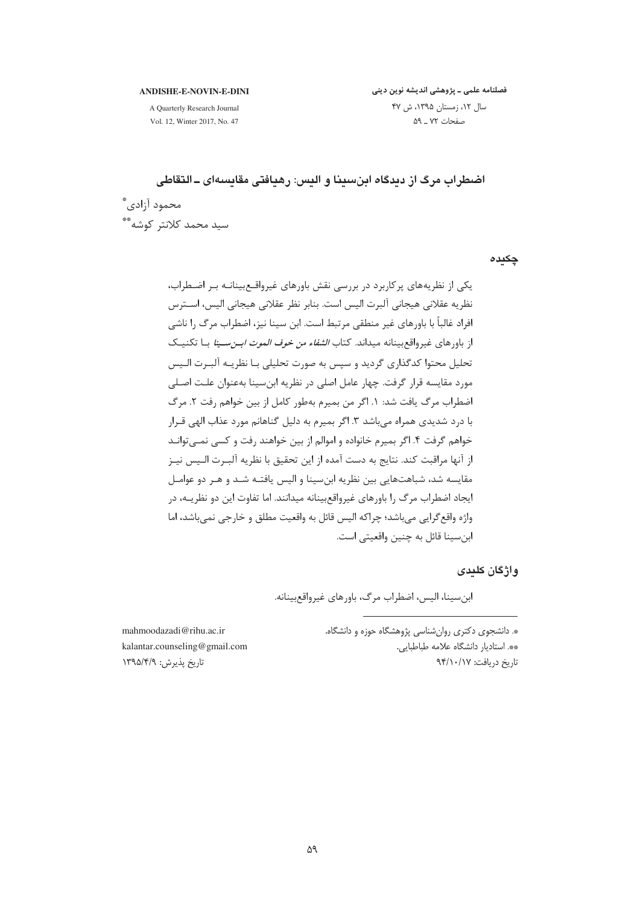# اضطراب مرگ از دیدگاه ابن‌سینا و الیس: رهیافتی مقایسه‌ای ـ التقاطی

محمود آزادی*

سید محمد کلانتر کوشه**

## چکیده

یکی از نظریه‌های پرکاربرد در بررسی نقش باورهای غیرواقع‌بینانه بر اضطراب، نظریه عقلانی هیجانی آلبرت الیس است. بنابر نظر عقلانی هیجانی الیس، استرس افراد غالباً با باورهای غیر منطقی مرتبط است. ابن سینا نیز، اضطراب مرگ را ناشی از باورهای غیرواقع‌بینانه میداند. کتاب *الشفاء من خوف الموت ابن‌سینا* با تکنیک تحلیل محتوا کدگذاری گردید و سپس به صورت تحلیلی با نظریه آلبرت الیس مورد مقایسه قرار گرفت. چهار عامل اصلی در نظریه ابن‌سینا به‌عنوان علت اصلی اضطراب مرگ یافت شد: ۱. اگر من بمیرم به‌طور کامل از بین خواهم رفت ۲. مرگ با درد شدیدی همراه می‌باشد ۳. اگر بمیرم به دلیل گناهانم مورد عذاب الهی قرار خواهم گرفت ۴. اگر بمیرم خانواده و اموالم از بین خواهند رفت و کسی نمی‌تواند از آنها مراقبت کند. نتایج به دست آمده از این تحقیق با نظریه آلبرت الیس نیز مقایسه شد، شباهت‌هایی بین نظریه ابن‌سینا و الیس یافته شد و هر دو عوامل ایجاد اضطراب مرگ را باورهای غیرواقع‌بینانه میدانند. اما تفاوت این دو نظریه، در واژه واقع‌گرایی می‌باشد؛ چراکه الیس قائل به واقعیت مطلق و خارجی نمی‌باشد، اما ابن‌سینا قائل به چنین واقعیتی است.

## واژگان کلیدی

ابن‌سینا، الیس، اضطراب مرگ، باورهای غیرواقع‌بینانه.

---

*. دانشجوی دکتری روان‌شناسی پژوهشگاه حوزه و دانشگاه.
mahmoodazadi@rihu.ac.ir

**. استادیار دانشگاه علامه طباطبایی.
kalantar.counseling@gmail.com

تاریخ دریافت: ۹۴/۱۰/۱۷

تاریخ پذیرش: ۱۳۹۵/۴/۹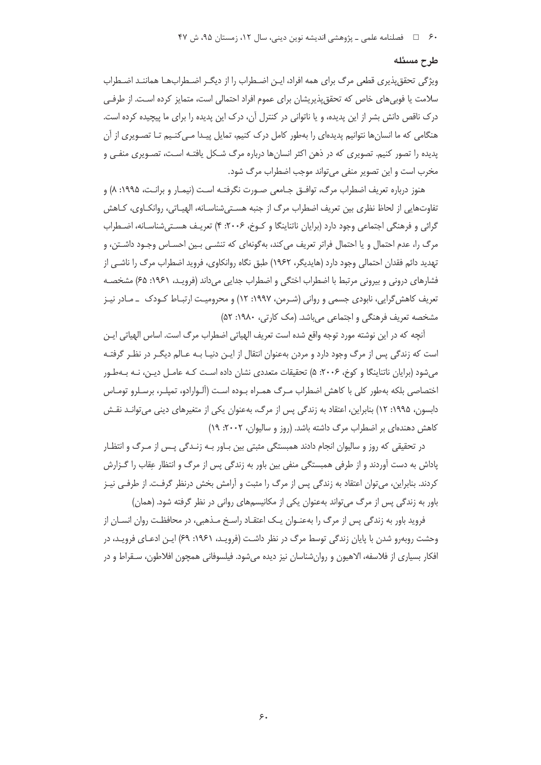## طرح مسئله

ویژگی تحقق‌پذیری قطعی مرگ برای همه افراد، این اضطراب را از دیگر اضطراب‌ها همانند اضطراب سلامت یا فوبی‌های خاص که تحقق‌پذیریشان برای عموم افراد احتمالی است، متمایز کرده است. از طرفی درک ناقص دانش بشر از این پدیده، و یا ناتوانی در کنترل آن، درک این پدیده را برای ما پیچیده کرده است. هنگامی که ما انسان‌ها نتوانیم پدیده‌ای را به‌طور کامل درک کنیم، تمایل پیدا می‌کنیم تا تصویری از آن پدیده را تصور کنیم. تصویری که در ذهن اکثر انسان‌ها درباره مرگ شکل یافته است، تصویری منفی و مخرب است و این تصویر منفی می‌تواند موجب اضطراب مرگ شود.

هنوز درباره تعریف اضطراب مرگ، توافق جامعی صورت نگرفته است (نیمار و برانت، ۱۹۹۵: ۸) و تفاوت‌هایی از لحاظ نظری بین تعریف اضطراب مرگ از جنبه هستی‌شناسانه، الهیاتی، روانکاوی، کاهش گرائی و فرهنگی اجتماعی وجود دارد (برایان ناتنانیگا و کوخ، ۲۰۰۶: ۴) تعریف هستی‌شناسانه، اضطراب مرگ را، عدم احتمال و یا احتمال فراتر تعریف می‌کند، به‌گونه‌ای که تنشی بین احساس وجود داشتن، و تهدید دائم فقدان احتمالی وجود دارد (هایدیگر، ۱۹۶۲) طبق نگاه روانکاوی، فروید اضطراب مرگ را ناشی از فشارهای درونی و بیرونی مرتبط با اضطراب اختگی و اضطراب جدایی می‌داند (فروید، ۱۹۶۱: ۶۵) مشخصه تعریف کاهش‌گرایی، نابودی جسمی و روانی (شرمن، ۱۹۹۷: ۱۲) و محرومیت ارتباط کودک ـ مادر نیز مشخصه تعریف فرهنگی و اجتماعی می‌باشد. (مک کارتی، ۱۹۸۰: ۵۲)

آنچه که در این نوشته مورد توجه واقع شده است تعریف الهیاتی اضطراب مرگ است. اساس الهیاتی این است که زندگی پس از مرگ وجود دارد و مردن به‌عنوان انتقال از این دنیا به عالم دیگر در نظر گرفته می‌شود (برایان ناتانینگا و کوخ، ۲۰۰۶: ۵) تحقیقات متعددی نشان داده است که عامل دین، نه به‌طور اختصاصی بلکه به‌طور کلی با کاهش اضطراب مرگ همراه بوده است (آلوارادو، تمپلر، برسلرو توماس دابسون، ۱۹۹۵: ۱۲) بنابراین، اعتقاد به زندگی پس از مرگ، به‌عنوان یکی از متغیرهای دینی می‌تواند نقش کاهش دهنده‌ای بر اضطراب مرگ داشته باشد. (روز و سالیوان، ۲۰۰۲: ۱۹)

در تحقیقی که روز و سالیوان انجام دادند همبستگی مثبتی بین باور به زندگی پس از مرگ و انتظار پاداش به دست آوردند و از طرفی همبستگی منفی بین باور به زندگی پس از مرگ و انتظار عِقاب را گزارش کردند. بنابراین، می‌توان اعتقاد به زندگی پس از مرگ را مثبت و آرامش بخش درنظر گرفت. از طرفی نیز باور به زندگی پس از مرگ می‌تواند به‌عنوان یکی از مکانیسم‌های روانی در نظر گرفته شود. (همان)

فروید باور به زندگی پس از مرگ را به‌عنوان یک اعتقاد راسخ مذهبی، در محافظت روان انسان از وحشت روبه‌رو شدن با پایان زندگی توسط مرگ در نظر داشت (فروید، ۱۹۶۱: ۶۹) این ادعای فروید، در افکار بسیاری از فلاسفه، الاهیون و روان‌شناسان نیز دیده می‌شود. فیلسوفانی همچون افلاطون، سقراط و در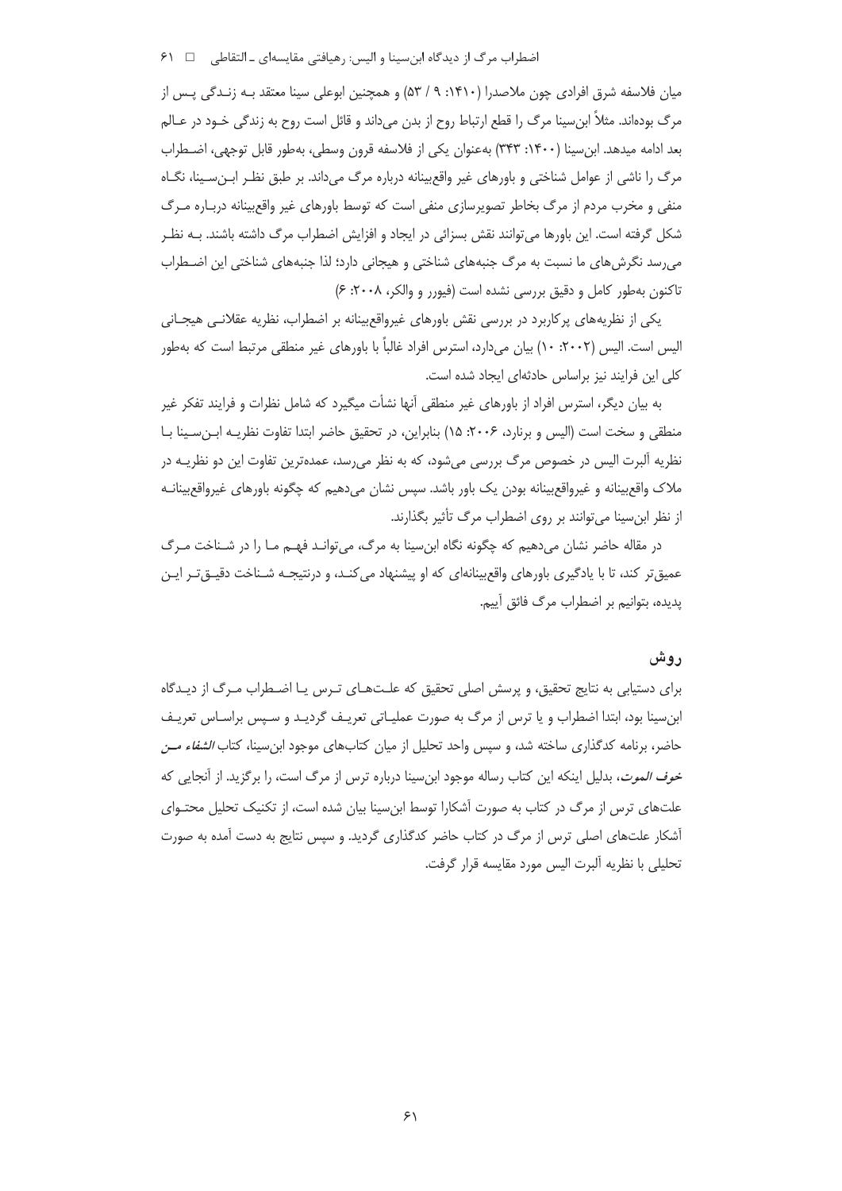میان فلاسفه شرق افرادی چون ملاصدرا (۱۴۱۰: ۹ / ۵۳) و همچنین ابوعلی سینا معتقد بـه زنـدگی پـس از مرگ بوده‌اند. مثلاً ابن‌سینا مرگ را قطع ارتباط روح از بدن می‌داند و قائل است روح به زندگی خـود در عـالم بعد ادامه میدهد. ابن‌سینا (۱۴۰۰: ۳۴۳) به‌عنوان یکی از فلاسفه قرون وسطی، به‌طور قابل توجهی، اضـطراب مرگ را ناشی از عوامل شناختی و باورهای غیر واقع‌بینانه درباره مرگ می‌داند. بر طبق نظـر ابـن‌سـینا، نگـاه منفی و مخرب مردم از مرگ بخاطر تصویرسازی منفی است که توسط باورهای غیر واقع‌بینانه دربـاره مـرگ شکل گرفته است. این باورها می‌توانند نقش بسزائی در ایجاد و افزایش اضطراب مرگ داشته باشند. بـه نظـر می‌رسد نگرش‌های ما نسبت به مرگ جنبه‌های شناختی و هیجانی دارد؛ لذا جنبه‌های شناختی این اضـطراب تاکنون به‌طور کامل و دقیق بررسی نشده است (فیورر و والکر، ۲۰۰۸: ۶)

یکی از نظریه‌های پرکاربرد در بررسی نقش باورهای غیرواقع‌بینانه بر اضطراب، نظریه عقلانـی هیجـانی الیس است. الیس (۲۰۰۲: ۱۰) بیان می‌دارد، استرس افراد غالباً با باورهای غیر منطقی مرتبط است که به‌طور کلی این فرایند نیز براساس حادثه‌ای ایجاد شده است.

به بیان دیگر، استرس افراد از باورهای غیر منطقی آنها نشأت میگیرد که شامل نظرات و فرایند تفکر غیر منطقی و سخت است (الیس و برنارد، ۲۰۰۶: ۱۵) بنابراین، در تحقیق حاضر ابتدا تفاوت نظریـه ابـن‌سـینا بـا نظریه آلبرت الیس در خصوص مرگ بررسی می‌شود، که به نظر می‌رسد، عمده‌ترین تفاوت این دو نظریـه در ملاک واقع‌بینانه و غیرواقع‌بینانه بودن یک باور باشد. سپس نشان می‌دهیم که چگونه باورهای غیرواقع‌بینانـه از نظر ابن‌سینا می‌توانند بر روی اضطراب مرگ تأثیر بگذارند.

در مقاله حاضر نشان می‌دهیم که چگونه نگاه ابن‌سینا به مرگ، می‌توانـد فهـم مـا را در شـناخت مـرگ عمیق‌تر کند، تا با یادگیری باورهای واقع‌بینانه‌ای که او پیشنهاد می‌کنـد، و درنتیجـه شـناخت دقیـق‌تـر ایـن پدیده، بتوانیم بر اضطراب مرگ فائق آییم.

## روش

برای دستیابی به نتایج تحقیق، و پرسش اصلی تحقیق که علـت‌هـای تـرس یـا اضـطراب مـرگ از دیـدگاه ابن‌سینا بود، ابتدا اضطراب و یا ترس از مرگ به صورت عملیـاتی تعریـف گردیـد و سـپس براسـاس تعریـف حاضر، برنامه کدگذاری ساخته شد، و سپس واحد تحلیل از میان کتاب‌های موجود ابن‌سینا، کتاب *الشفاء مـن خوف الموت*، بدلیل اینکه این کتاب رساله موجود ابن‌سینا درباره ترس از مرگ است، را برگزید. از آنجایی که علت‌های ترس از مرگ در کتاب به صورت آشکارا توسط ابن‌سینا بیان شده است، از تکنیک تحلیل محتـوای آشکار علت‌های اصلی ترس از مرگ در کتاب حاضر کدگذاری گردید. و سپس نتایج به دست آمده به صورت تحلیلی با نظریه آلبرت الیس مورد مقایسه قرار گرفت.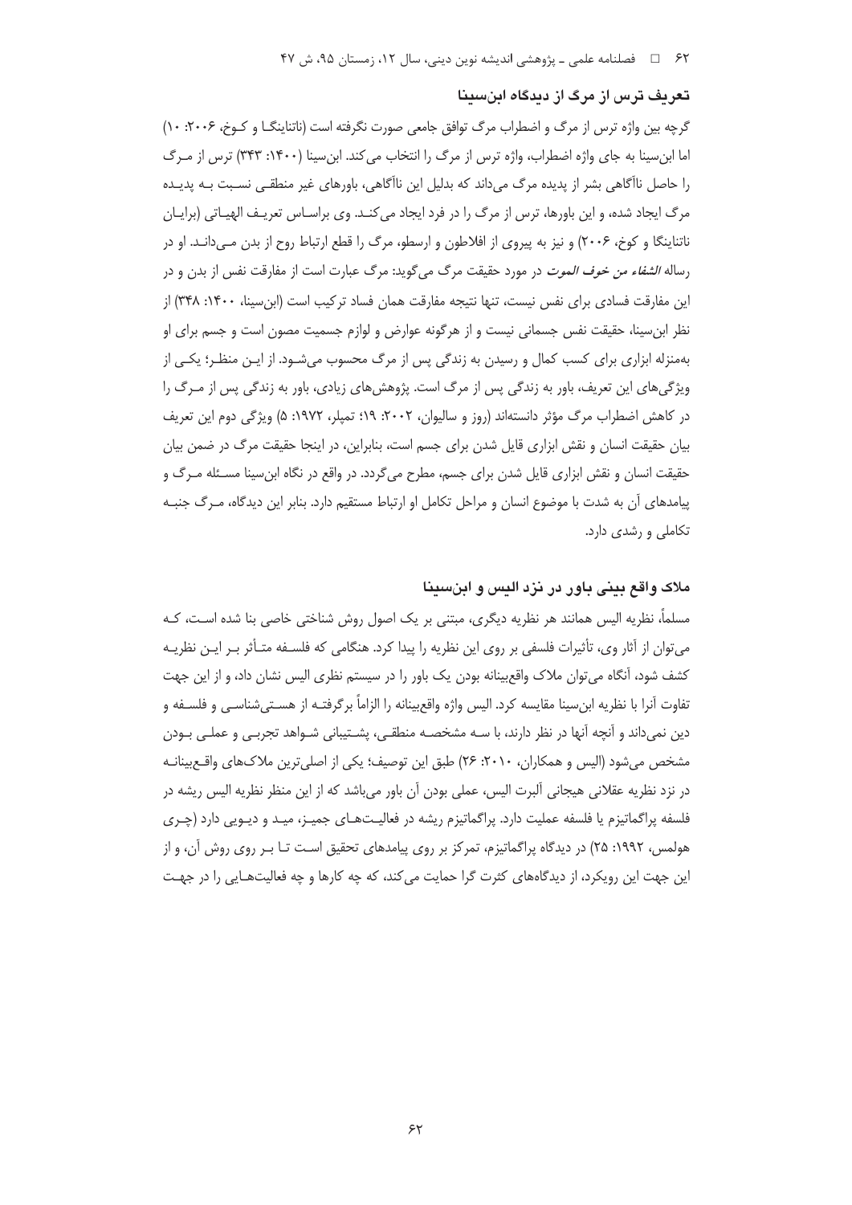## تعریف ترس از مرگ از دیدگاه ابن‌سینا

گرچه بین واژه ترس از مرگ و اضطراب مرگ توافق جامعی صورت نگرفته است (ناتنانیگا و کوخ، ۲۰۰۶: ۱۰) اما ابن‌سینا به جای واژه اضطراب، واژه ترس از مرگ را انتخاب می‌کند. ابن‌سینا (۱۴۰۰: ۳۴۳) ترس از مرگ را حاصل ناآگاهی بشر از پدیده مرگ می‌داند که بدلیل این ناآگاهی، باورهای غیر منطقی نسبت به پدیده مرگ ایجاد شده، و این باورها، ترس از مرگ را در فرد ایجاد می‌کند. وی براساس تعریف الهیاتی (برایان ناتنانیگا و کوخ، ۲۰۰۶) و نیز به پیروی از افلاطون و ارسطو، مرگ را قطع ارتباط روح از بدن می‌داند. او در رساله *الشفاء من خوف الموت* در مورد حقیقت مرگ می‌گوید: مرگ عبارت است از مفارقت نفس از بدن و در این مفارقت فسادی برای نفس نیست، تنها نتیجه مفارقت همان فساد ترکیب است (ابن‌سینا، ۱۴۰۰: ۳۴۸) از نظر ابن‌سینا، حقیقت نفس جسمانی نیست و از هرگونه عوارض و لوازم جسمیت مصون است و جسم برای او به‌منزله ابزاری برای کسب کمال و رسیدن به زندگی پس از مرگ محسوب می‌شود. از این منظر؛ یکی از ویژگی‌های این تعریف، باور به زندگی پس از مرگ است. پژوهش‌های زیادی، باور به زندگی پس از مرگ را در کاهش اضطراب مرگ مؤثر دانسته‌اند (روز و سالیوان، ۲۰۰۲: ۱۹؛ تمپلر، ۱۹۷۲: ۵) ویژگی دوم این تعریف بیان حقیقت انسان و نقش ابزاری قایل شدن برای جسم است، بنابراین، در اینجا حقیقت مرگ در ضمن بیان حقیقت انسان و نقش ابزاری قایل شدن برای جسم، مطرح می‌گردد. در واقع در نگاه ابن‌سینا مسئله مرگ و پیامدهای آن به شدت با موضوع انسان و مراحل تکامل او ارتباط مستقیم دارد. بنابر این دیدگاه، مرگ جنبه تکاملی و رشدی دارد.

## ملاک واقع بینی باور در نزد الیس و ابن‌سینا

مسلماً، نظریه الیس همانند هر نظریه دیگری، مبتنی بر یک اصول روش شناختی خاصی بنا شده است، که می‌توان از آثار وی، تأثیرات فلسفی بر روی این نظریه را پیدا کرد. هنگامی که فلسفه متأثر بر این نظریه کشف شود، آنگاه می‌توان ملاک واقع‌بینانه بودن یک باور را در سیستم نظری الیس نشان داد، و از این جهت تفاوت آنرا با نظریه ابن‌سینا مقایسه کرد. الیس واژه واقع‌بینانه را الزاماً برگرفته از هستی‌شناسی و فلسفه و دین نمی‌داند و آنچه آنها در نظر دارند، با سه مشخصه منطقی، پشتیبانی شواهد تجربی و عملی بودن مشخص می‌شود (الیس و همکاران، ۲۰۱۰: ۲۶) طبق این توصیف؛ یکی از اصلی‌ترین ملاک‌های واقع‌بینانه در نزد نظریه عقلانی هیجانی آلبرت الیس، عملی بودن آن باور می‌باشد که از این منظر نظریه الیس ریشه در فلسفه پراگماتیزم یا فلسفه عملیت دارد. پراگماتیزم ریشه در فعالیت‌های جمیز، مید و دیویی دارد (چری هولمس، ۱۹۹۲: ۲۵) در دیدگاه پراگماتیزم، تمرکز بر روی پیامدهای تحقیق است تا بر روی روش آن، و از این جهت این رویکرد، از دیدگاه‌های کثرت گرا حمایت می‌کند، که چه کارها و چه فعالیت‌هایی را در جهت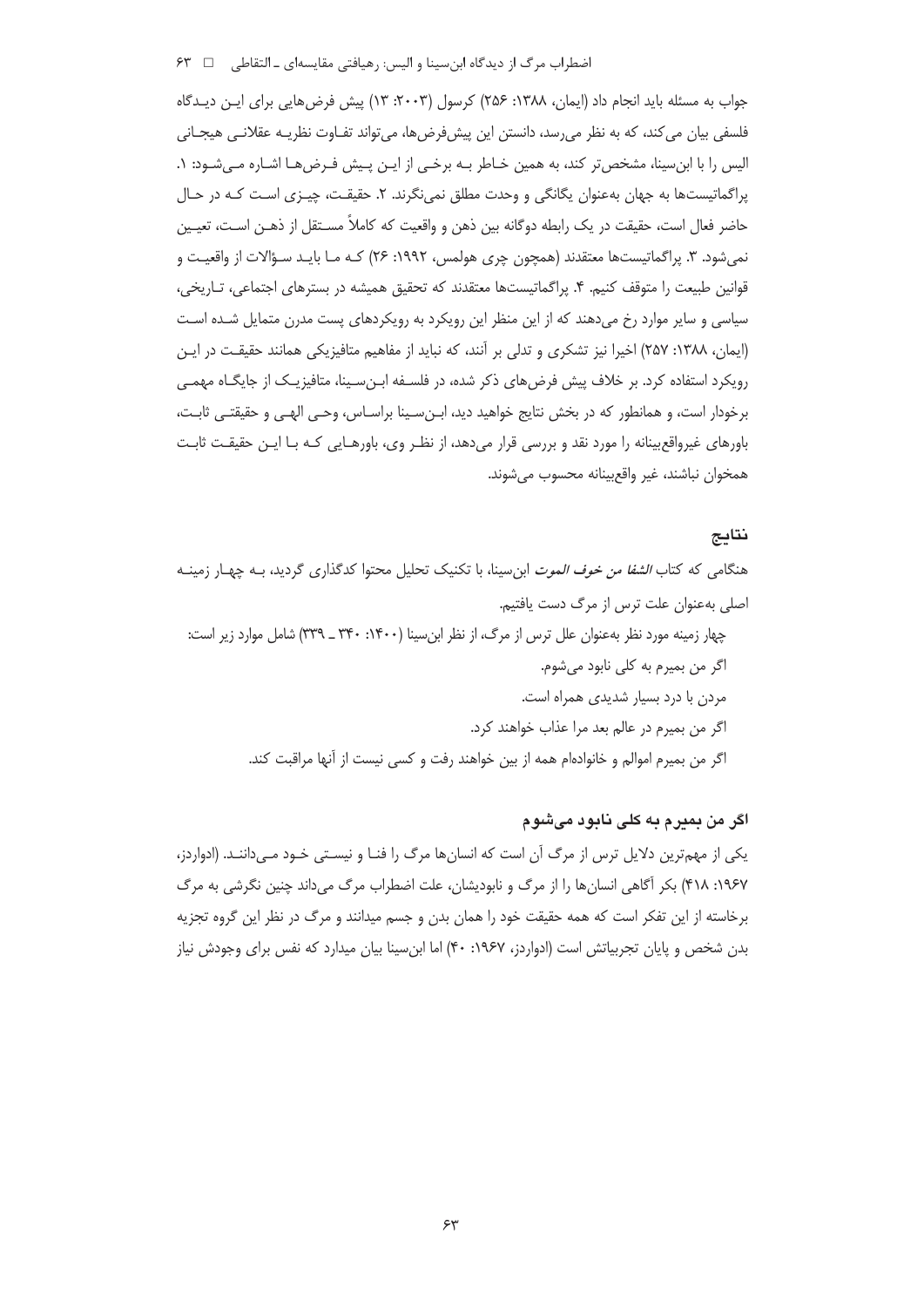جواب به مسئله باید انجام داد (ایمان، ۱۳۸۸: ۲۵۶) کرسول (۲۰۰۳: ۱۳) پیش فرض‌هایی برای این دیدگاه فلسفی بیان می‌کند، که به نظر می‌رسد، دانستن این پیش‌فرض‌ها، می‌تواند تفاوت نظریه عقلانی هیجانی الیس را با ابن‌سینا، مشخص‌تر کند، به همین خاطر به برخی از این پیش فرض‌ها اشاره می‌شود: ۱. پراگماتیست‌ها به جهان به‌عنوان یگانگی و وحدت مطلق نمی‌نگرند. ۲. حقیقت، چیزی است که در حال حاضر فعال است، حقیقت در یک رابطه دوگانه بین ذهن و واقعیت که کاملاً مستقل از ذهن است، تعیین نمی‌شود. ۳. پراگماتیست‌ها معتقدند (همچون چری هولمس، ۱۹۹۲: ۲۶) که ما باید سؤالات از واقعیت و قوانین طبیعت را متوقف کنیم. ۴. پراگماتیست‌ها معتقدند که تحقیق همیشه در بسترهای اجتماعی، تاریخی، سیاسی و سایر موارد رخ می‌دهند که از این منظر این رویکرد به رویکردهای پست مدرن متمایل شده است (ایمان، ۱۳۸۸: ۲۵۷) اخیرا نیز تشکری و تدلی بر آنند، که نباید از مفاهیم متافیزیکی همانند حقیقت در این رویکرد استفاده کرد. بر خلاف پیش فرض‌های ذکر شده، در فلسفه ابن‌سینا، متافیزیک از جایگاه مهمی برخودار است، و همانطور که در بخش نتایج خواهید دید، ابن‌سینا براساس، وحی الهی و حقیقتی ثابت، باورهای غیرواقع‌بینانه را مورد نقد و بررسی قرار می‌دهد، از نظر وی، باورهایی که با این حقیقت ثابت همخوان نباشند، غیر واقع‌بینانه محسوب می‌شوند.

## نتایج

هنگامی که کتاب *الشفا من خوف الموت* ابن‌سینا، با تکنیک تحلیل محتوا کدگذاری گردید، به چهار زمینه اصلی به‌عنوان علت ترس از مرگ دست یافتیم.

چهار زمینه مورد نظر به‌عنوان علل ترس از مرگ، از نظر ابن‌سینا (۱۴۰۰: ۳۴۰ ـ ۳۳۹) شامل موارد زیر است:

اگر من بمیرم به کلی نابود می‌شوم.

مردن با درد بسیار شدیدی همراه است.

اگر من بمیرم در عالم بعد مرا عذاب خواهند کرد.

اگر من بمیرم اموالم و خانواده‌ام همه از بین خواهند رفت و کسی نیست از آنها مراقبت کند.

### اگر من بمیرم به کلی نابود می‌شوم

یکی از مهم‌ترین دلایل ترس از مرگ آن است که انسان‌ها مرگ را فنا و نیستی خود می‌دانند. (ادواردز، ۱۹۶۷: ۴۱۸) بکر آگاهی انسان‌ها را از مرگ و نابودیشان، علت اضطراب مرگ می‌داند چنین نگرشی به مرگ برخاسته از این تفکر است که همه حقیقت خود را همان بدن و جسم میدانند و مرگ در نظر این گروه تجزیه بدن شخص و پایان تجربیاتش است (ادواردز، ۱۹۶۷: ۴۰) اما ابن‌سینا بیان میدارد که نفس برای وجودش نیاز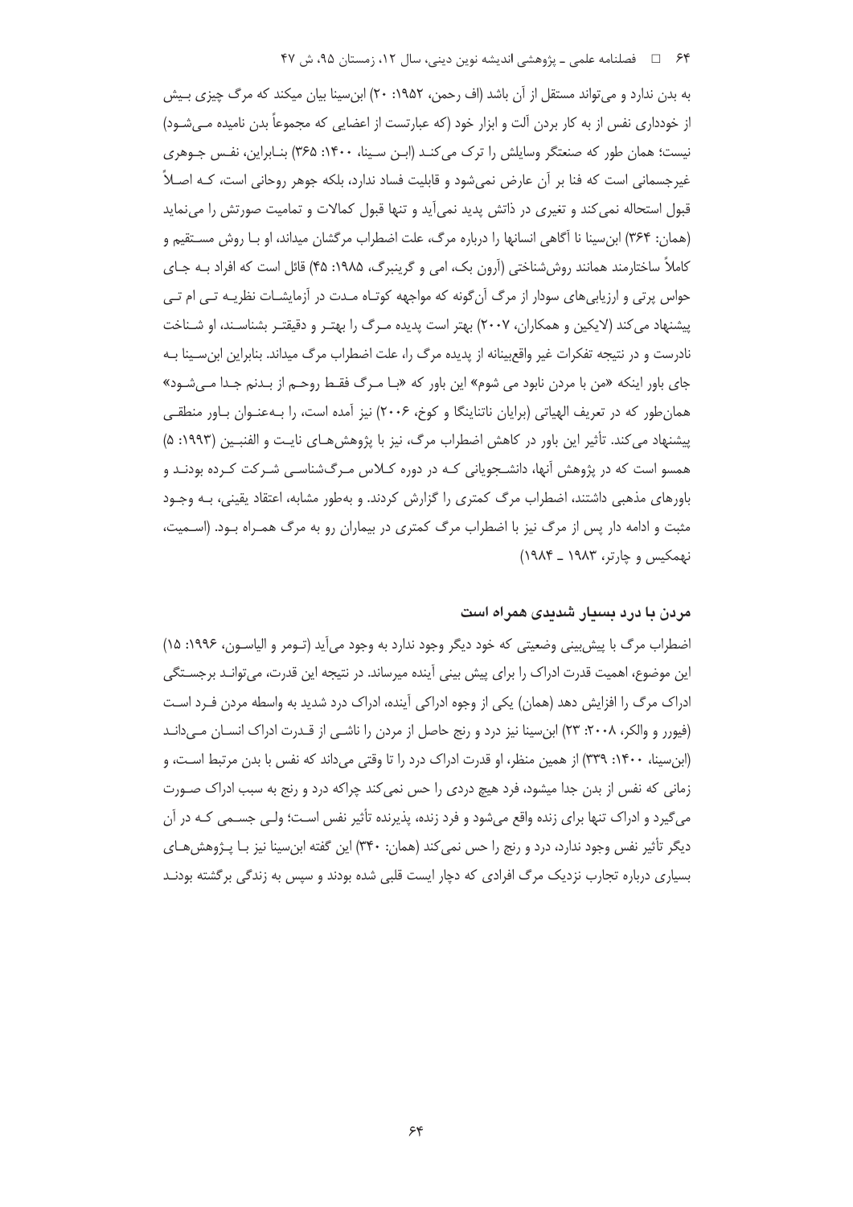به بدن ندارد و می‌تواند مستقل از آن باشد (اف رحمن، ۱۹۵۲: ۲۰) ابن‌سینا بیان میکند که مرگ چیزی بیش از خودداری نفس از به کار بردن آلت و ابزار خود (که عبارتست از اعضایی که مجموعاً بدن نامیده می‌شود) نیست؛ همان طور که صنعتگر وسایلش را ترک می‌کند (ابن سینا، ۱۴۰۰: ۳۶۵) بنابراین، نفس جوهری غیرجسمانی است که فنا بر آن عارض نمی‌شود و قابلیت فساد ندارد، بلکه جوهر روحانی است، که اصلاً قبول استحاله نمی‌کند و تغیری در ذاتش پدید نمی‌آید و تنها قبول کمالات و تمامیت صورتش را می‌نماید (همان: ۳۶۴) ابن‌سینا نا آگاهی انسانها را درباره مرگ، علت اضطراب مرگشان میداند، او با روش مستقیم و کاملاً ساختارمند همانند روش‌شناختی (آرون بک، امی و گرینبرگ، ۱۹۸۵: ۴۵) قائل است که افراد به جای حواس پرتی و ارزیابی‌های سودار از مرگ آن‌گونه که مواجهه کوتاه مدت در آزمایشات نظریه تی ام تی پیشنهاد می‌کند (لایکین و همکاران، ۲۰۰۷) بهتر است پدیده مرگ را بهتر و دقیقتر بشناسند، او شناخت نادرست و در نتیجه تفکرات غیر واقع‌بینانه از پدیده مرگ را، علت اضطراب مرگ میداند. بنابراین ابن‌سینا به جای باور اینکه «من با مردن نابود می شوم» این باور که «با مرگ فقط روحم از بدنم جدا می‌شود» همان‌طور که در تعریف الهیاتی (برایان ناتاینگا و کوخ، ۲۰۰۶) نیز آمده است، را به‌عنوان باور منطقی پیشنهاد می‌کند. تأثیر این باور در کاهش اضطراب مرگ، نیز با پژوهش‌های نایت و الفنبین (۱۹۹۳: ۵) همسو است که در پژوهش آنها، دانشجویانی که در دوره کلاس مرگ‌شناسی شرکت کرده بودند و باورهای مذهبی داشتند، اضطراب مرگ کمتری را گزارش کردند. و به‌طور مشابه، اعتقاد یقینی، به وجود مثبت و ادامه دار پس از مرگ نیز با اضطراب مرگ کمتری در بیماران رو به مرگ همراه بود. (اسمیت، نهمکیس و چارتر، ۱۹۸۳ ـ ۱۹۸۴)

### مردن با درد بسیار شدیدی همراه است

اضطراب مرگ با پیش‌بینی وضعیتی که خود دیگر وجود ندارد به وجود می‌آید (تومر و الیاسون، ۱۹۹۶: ۱۵) این موضوع، اهمیت قدرت ادراک را برای پیش بینی آینده میرساند. در نتیجه این قدرت، می‌تواند برجستگی ادراک مرگ را افزایش دهد (همان) یکی از وجوه ادراکی آینده، ادراک درد شدید به واسطه مردن فرد است (فیورر و والکر، ۲۰۰۸: ۲۳) ابن‌سینا نیز درد و رنج حاصل از مردن را ناشی از قدرت ادراک انسان می‌داند (ابن‌سینا، ۱۴۰۰: ۳۳۹) از همین منظر، او قدرت ادراک درد را تا وقتی می‌داند که نفس با بدن مرتبط است، و زمانی که نفس از بدن جدا میشود، فرد هیچ دردی را حس نمی‌کند چراکه درد و رنج به سبب ادراک صورت می‌گیرد و ادراک تنها برای زنده واقع می‌شود و فرد زنده، پذیرنده تأثیر نفس است؛ ولی جسمی که در آن دیگر تأثیر نفس وجود ندارد، درد و رنج را حس نمی‌کند (همان: ۳۴۰) این گفته ابن‌سینا نیز با پژوهش‌های بسیاری درباره تجارب نزدیک مرگ افرادی که دچار ایست قلبی شده بودند و سپس به زندگی برگشته بودند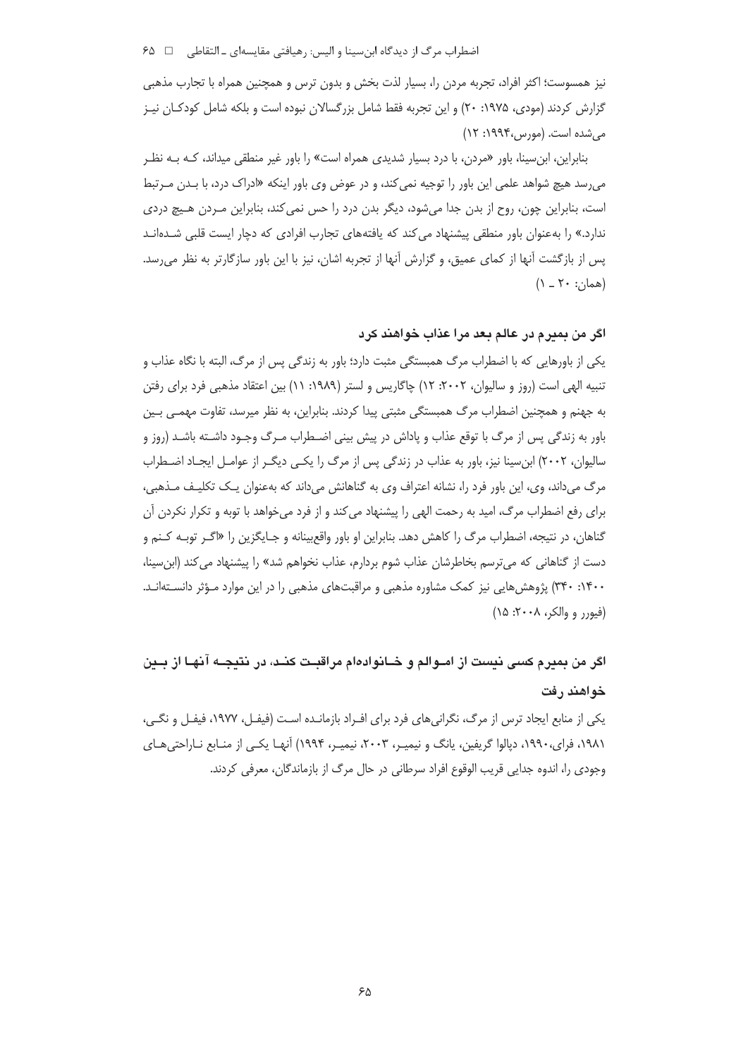نیز همسوست؛ اکثر افراد، تجربه مردن را، بسیار لذت بخش و بدون ترس و همچنین همراه با تجارب مذهبی گزارش کردند (مودی، ۱۹۷۵: ۲۰) و این تجربه فقط شامل بزرگسالان نبوده است و بلکه شامل کودکـان نیـز می‌شده است. (مورس،۱۹۹۴: ۱۲)

بنابراین، ابن‌سینا، باور «مردن، با درد بسیار شدیدی همراه است» را باور غیر منطقی میداند، کـه بـه نظـر می‌رسد هیچ شواهد علمی این باور را توجیه نمی‌کند، و در عوض وی باور اینکه «ادراک درد، با بـدن مـرتبط است، بنابراین چون، روح از بدن جدا می‌شود، دیگر بدن درد را حس نمی‌کند، بنابراین مـردن هـیچ دردی ندارد.» را به‌عنوان باور منطقی پیشنهاد می‌کند که یافته‌های تجارب افرادی که دچار ایست قلبی شـده‌انـد پس از بازگشت آنها از کمای عمیق، و گزارش آنها از تجربه اشان، نیز با این باور سازگارتر به نظر می‌رسد. (همان: ۲۰ ـ ۱)

### اگر من بمیرم در عالم بعد مرا عذاب خواهند کرد

یکی از باورهایی که با اضطراب مرگ همبستگی مثبت دارد؛ باور به زندگی پس از مرگ، البته با نگاه عذاب و تنبیه الهی است (روز و سالیوان، ۲۰۰۲: ۱۲) چاگاریس و لستر (۱۹۸۹: ۱۱) بین اعتقاد مذهبی فرد برای رفتن به جهنم و همچنین اضطراب مرگ همبستگی مثبتی پیدا کردند. بنابراین، به نظر میرسد، تفاوت مهمـی بـین باور به زندگی پس از مرگ با توقع عذاب و پاداش در پیش بینی اضـطراب مـرگ وجـود داشـته باشـد (روز و سالیوان، ۲۰۰۲) ابن‌سینا نیز، باور به عذاب در زندگی پس از مرگ را یکـی دیگـر از عوامـل ایجـاد اضـطراب مرگ می‌داند، وی، این باور فرد را، نشانه اعتراف وی به گناهانش می‌داند که به‌عنوان یـک تکلیـف مـذهبی، برای رفع اضطراب مرگ، امید به رحمت الهی را پیشنهاد می‌کند و از فرد می‌خواهد با توبه و تکرار نکردن آن گناهان، در نتیجه، اضطراب مرگ را کاهش دهد. بنابراین او باور واقع‌بینانه و جـایگزین را «اگـر توبـه کـنم و دست از گناهانی که می‌ترسم بخاطرشان عذاب شوم بردارم، عذاب نخواهم شد» را پیشنهاد می‌کند (ابن‌سینا، ۱۴۰۰: ۳۴۰) پژوهش‌هایی نیز کمک مشاوره مذهبی و مراقبت‌های مذهبی را در این موارد مـؤثر دانسـته‌انـد. (فیورر و والکر، ۲۰۰۸: ۱۵)

### اگر من بمیرم کسی نیست از امـوالم و خـانواده‌ام مراقبـت کنـد، در نتیجـه آنهـا از بـین خواهند رفت

یکی از منابع ایجاد ترس از مرگ، نگرانی‌های فرد برای افـراد بازمانـده اسـت (فیفـل، ۱۹۷۷، فیفـل و نگـی، ۱۹۸۱، فرای،۱۹۹۰، دپالوا گریفین، یانگ و نیمیـر، ۲۰۰۳، نیمیـر، ۱۹۹۴) آنهـا یکـی از منـابع نـاراحتی‌هـای وجودی را، اندوه جدایی قریب الوقوع افراد سرطانی در حال مرگ از بازماندگان، معرفی کردند.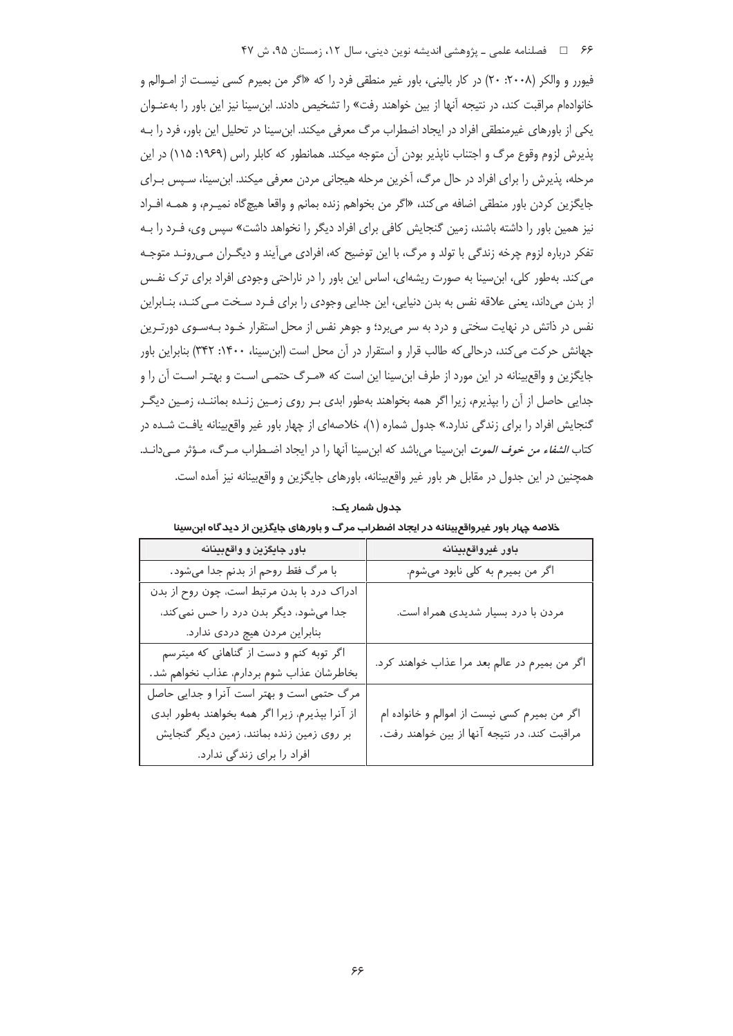فیورر و والکر (۲۰۰۸: ۲۰) در کار بالینی، باور غیر منطقی فرد را که «اگر من بمیرم کسی نیست از اموالم و خانواده‌ام مراقبت کند، در نتیجه آنها از بین خواهند رفت» را تشخیص دادند. ابن‌سینا نیز این باور را به‌عنوان یکی از باورهای غیرمنطقی افراد در ایجاد اضطراب مرگ معرفی میکند. ابن‌سینا در تحلیل این باور، فرد را به پذیرش لزوم وقوع مرگ و اجتناب ناپذیر بودن آن متوجه میکند. همانطور که کابلر راس (۱۹۶۹: ۱۱۵) در این مرحله، پذیرش را برای افراد در حال مرگ، آخرین مرحله هیجانی مردن معرفی میکند. ابن‌سینا، سپس برای جایگزین کردن باور منطقی اضافه می‌کند، «اگر من بخواهم زنده بمانم و واقعا هیچ‌گاه نمیرم، و همه افراد نیز همین باور را داشته باشند، زمین گنجایش کافی برای افراد دیگر را نخواهد داشت» سپس وی، فرد را به تفکر درباره لزوم چرخه زندگی با تولد و مرگ، با این توضیح که، افرادی می‌آیند و دیگران می‌روند متوجه می‌کند. به‌طور کلی، ابن‌سینا به صورت ریشه‌ای، اساس این باور را در ناراحتی وجودی افراد برای ترک نفس از بدن می‌داند، یعنی علاقه نفس به بدن دنیایی، این جدایی وجودی را برای فرد سخت می‌کند، بنابراین نفس در ذاتش در نهایت سختی و درد به سر می‌برد؛ و جوهر نفس از محل استقرار خود به‌سوی دورترین جهانش حرکت می‌کند، درحالی‌که طالب قرار و استقرار در آن محل است (ابن‌سینا، ۱۴۰۰: ۳۴۲) بنابراین باور جایگزین و واقع‌بینانه در این مورد از طرف ابن‌سینا این است که «مرگ حتمی است و بهتر است آن را و جدایی حاصل از آن را بپذیریم، زیرا اگر همه بخواهند به‌طور ابدی بر روی زمین زنده بمانند، زمین دیگر گنجایش افراد را برای زندگی ندارد.» جدول شماره (۱)، خلاصه‌ای از چهار باور غیر واقع‌بینانه یافت شده در کتاب *الشفاء من خوف الموت* ابن‌سینا می‌باشد که ابن‌سینا آنها را در ایجاد اضطراب مرگ، مؤثر می‌داند. همچنین در این جدول در مقابل هر باور غیر واقع‌بینانه، باورهای جایگزین و واقع‌بینانه نیز آمده است.

**جدول شمار یک:**

**خلاصه چهار باور غیرواقع‌بینانه در ایجاد اضطراب مرگ و باورهای جایگزین از دیدگاه ابن‌سینا**

| باور غیرواقع‌بینانه | باور جایگزین و واقع‌بینانه |
|---|---|
| اگر من بمیرم به کلی نابود می‌شوم. | با مرگ فقط روحم از بدنم جدا می‌شود. |
| مردن با درد بسیار شدیدی همراه است. | ادراک درد با بدن مرتبط است، چون روح از بدن جدا می‌شود، دیگر بدن درد را حس نمی‌کند، بنابراین مردن هیچ دردی ندارد. |
| اگر من بمیرم در عالم بعد مرا عذاب خواهند کرد. | اگر توبه کنم و دست از گناهانی که میترسم بخاطرشان عذاب شوم بردارم، عذاب نخواهم شد. |
| اگر من بمیرم کسی نیست از اموالم و خانواده ام مراقبت کند، در نتیجه آنها از بین خواهند رفت. | مرگ حتمی است و بهتر است آنرا و جدایی حاصل از آنرا بپذیریم، زیرا اگر همه بخواهند به‌طور ابدی بر روی زمین زنده بمانند، زمین دیگر گنجایش افراد را برای زندگی ندارد. |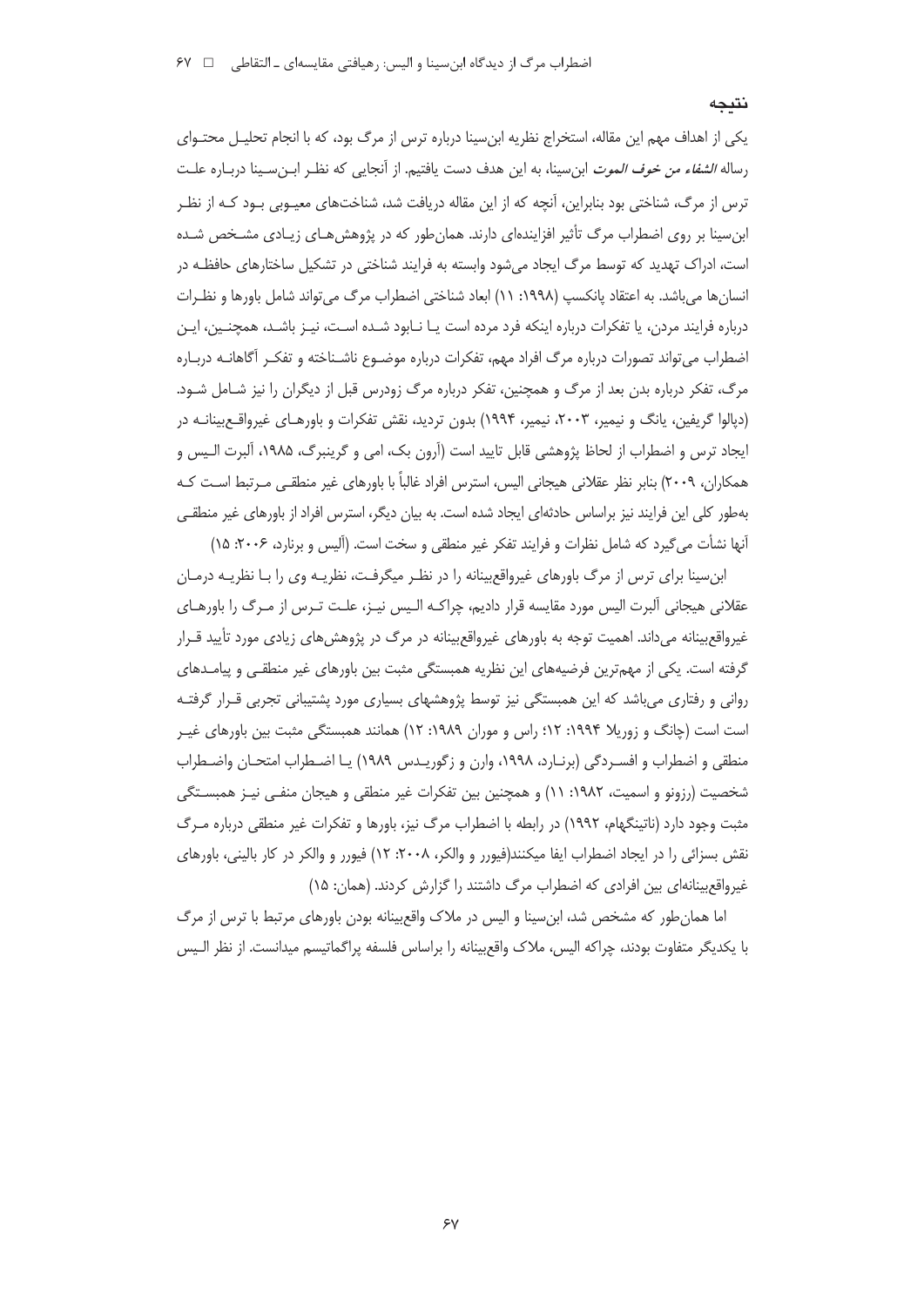## نتیجه

یکی از اهداف مهم این مقاله، استخراج نظریه ابن‌سینا درباره ترس از مرگ بود، که با انجام تحلیل محتوای رساله *الشفاء من خوف الموت* ابن‌سینا، به این هدف دست یافتیم. از آنجایی که نظر ابن‌سینا درباره علت ترس از مرگ، شناختی بود بنابراین، آنچه که از این مقاله دریافت شد، شناخت‌های معیوبی بود که از نظر ابن‌سینا بر روی اضطراب مرگ تأثیر افزاینده‌ای دارند. همان‌طور که در پژوهش‌های زیادی مشخص شده است، ادراک تهدید که توسط مرگ ایجاد می‌شود وابسته به فرایند شناختی در تشکیل ساختارهای حافظه در انسان‌ها می‌باشد. به اعتقاد پانکسپ (۱۹۹۸: ۱۱) ابعاد شناختی اضطراب مرگ می‌تواند شامل باورها و نظرات درباره فرایند مردن، یا تفکرات درباره اینکه فرد مرده است یا نابود شده است، نیز باشد، همچنین، این اضطراب می‌تواند تصورات درباره مرگ افراد مهم، تفکرات درباره موضوع ناشناخته و تفکر آگاهانه درباره مرگ، تفکر درباره بدن بعد از مرگ و همچنین، تفکر درباره مرگ زودرس قبل از دیگران را نیز شامل شود. (دپالوا گریفین، یانگ و نیمیر، ۲۰۰۳، نیمیر، ۱۹۹۴) بدون تردید، نقش تفکرات و باورهای غیرواقع‌بینانه در ایجاد ترس و اضطراب از لحاظ پژوهشی قابل تایید است (آرون بک، امی و گرینبرگ، ۱۹۸۵، آلبرت الیس و همکاران، ۲۰۰۹) بنابر نظر عقلانی هیجانی الیس، استرس افراد غالباً با باورهای غیر منطقی مرتبط است که به‌طور کلی این فرایند نیز براساس حادثه‌ای ایجاد شده است. به بیان دیگر، استرس افراد از باورهای غیر منطقی آنها نشأت می‌گیرد که شامل نظرات و فرایند تفکر غیر منطقی و سخت است. (آلیس و برنارد، ۲۰۰۶: ۱۵)

ابن‌سینا برای ترس از مرگ باورهای غیرواقع‌بینانه را در نظر میگرفت، نظریه وی را با نظریه درمان عقلانی هیجانی آلبرت الیس مورد مقایسه قرار دادیم، چراکه الیس نیز، علت ترس از مرگ را باورهای غیرواقع‌بینانه می‌داند. اهمیت توجه به باورهای غیرواقع‌بینانه در مرگ در پژوهش‌های زیادی مورد تأیید قرار گرفته است. یکی از مهم‌ترین فرضیه‌های این نظریه همبستگی مثبت بین باورهای غیر منطقی و پیامدهای روانی و رفتاری می‌باشد که این همبستگی نیز توسط پژوهشهای بسیاری مورد پشتیبانی تجربی قرار گرفته است (چانگ و زوریلا ۱۹۹۴: ۱۲؛ راس و موران ۱۹۸۹: ۱۲) همانند همبستگی مثبت بین باورهای غیر منطقی و اضطراب و افسردگی (برنارد، ۱۹۹۸، وارن و زگوریدس ۱۹۸۹) یا اضطراب امتحان واضطراب شخصیت (رزونو و اسمیت، ۱۹۸۲: ۱۱) و همچنین بین تفکرات غیر منطقی و هیجان منفی نیز همبستگی مثبت وجود دارد (ناتینگهام، ۱۹۹۲) در رابطه با اضطراب مرگ نیز، باورها و تفکرات غیر منطقی درباره مرگ نقش بسزائی را در ایجاد اضطراب ایفا میکنند(فیورر و والکر، ۲۰۰۸: ۱۲) فیورر و والکر در کار بالینی، باورهای غیرواقع‌بینانه‌ای بین افرادی که اضطراب مرگ داشتند را گزارش کردند. (همان: ۱۵)

اما همان‌طور که مشخص شد، ابن‌سینا و الیس در ملاک واقع‌بینانه بودن باورهای مرتبط با ترس از مرگ با یکدیگر متفاوت بودند، چراکه الیس، ملاک واقع‌بینانه را براساس فلسفه پراگماتیسم میدانست. از نظر الیس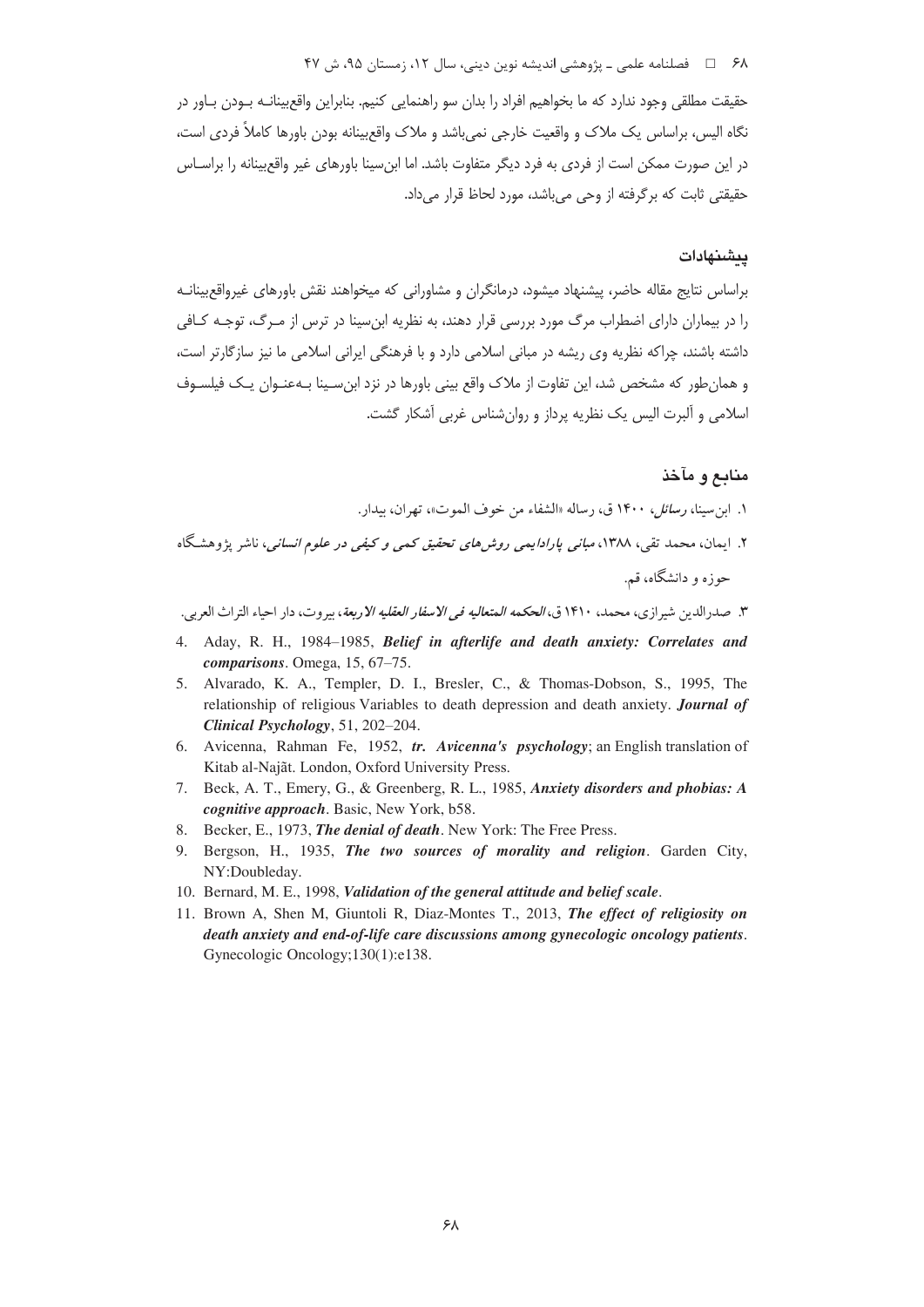حقیقت مطلقی وجود ندارد که ما بخواهیم افراد را بدان سو راهنمایی کنیم. بنابراین واقع‌بینانـه بـودن بـاور در نگاه الیس، براساس یک ملاک و واقعیت خارجی نمی‌باشد و ملاک واقع‌بینانه بودن باورها کاملاً فردی است، در این صورت ممکن است از فردی به فرد دیگر متفاوت باشد. اما ابن‌سینا باورهای غیر واقع‌بینانه را براسـاس حقیقتی ثابت که برگرفته از وحی می‌باشد، مورد لحاظ قرار می‌داد.

## پیشنهادات

براساس نتایج مقاله حاضر، پیشنهاد میشود، درمانگران و مشاورانی که میخواهند نقش باورهای غیرواقع‌بینانـه را در بیماران دارای اضطراب مرگ مورد بررسی قرار دهند، به نظریه ابن‌سینا در ترس از مـرگ، توجـه کـافی داشته باشند، چراکه نظریه وی ریشه در مبانی اسلامی دارد و با فرهنگی ایرانی اسلامی ما نیز سازگارتر است، و همان‌طور که مشخص شد، این تفاوت از ملاک واقع بینی باورها در نزد ابن‌سـینا بـه‌عنـوان یـک فیلسـوف اسلامی و آلبرت الیس یک نظریه پرداز و روان‌شناس غربی آشکار گشت.

## منابع و مآخذ

۱. ابن‌سینا، *رسائل*، ۱۴۰۰ ق، رساله «الشفاء من خوف الموت»، تهران، بیدار.

۲. ایمان، محمد تقی، ۱۳۸۸، *مبانی پارادایمی روش‌های تحقیق کمی و کیفی در علوم انسانی*، ناشر پژوهشگاه حوزه و دانشگاه، قم.

۳. صدرالدین شیرازی، محمد، ۱۴۱۰ ق، *الحکمه المتعالیه فی الاسفار العقلیه الاربعة*، بیروت، دار احیاء التراث العربی.

4. Aday, R. H., 1984–1985, ***Belief in afterlife and death anxiety: Correlates and comparisons***. Omega, 15, 67–75.
5. Alvarado, K. A., Templer, D. I., Bresler, C., & Thomas-Dobson, S., 1995, The relationship of religious Variables to death depression and death anxiety. ***Journal of Clinical Psychology***, 51, 202–204.
6. Avicenna, Rahman Fe, 1952, ***tr. Avicenna's psychology***; an English translation of Kitab al-Najãt. London, Oxford University Press.
7. Beck, A. T., Emery, G., & Greenberg, R. L., 1985, ***Anxiety disorders and phobias: A cognitive approach***. Basic, New York, b58.
8. Becker, E., 1973, ***The denial of death***. New York: The Free Press.
9. Bergson, H., 1935, ***The two sources of morality and religion***. Garden City, NY:Doubleday.
10. Bernard, M. E., 1998, ***Validation of the general attitude and belief scale***.
11. Brown A, Shen M, Giuntoli R, Diaz-Montes T., 2013, ***The effect of religiosity on death anxiety and end-of-life care discussions among gynecologic oncology patients***. Gynecologic Oncology;130(1):e138.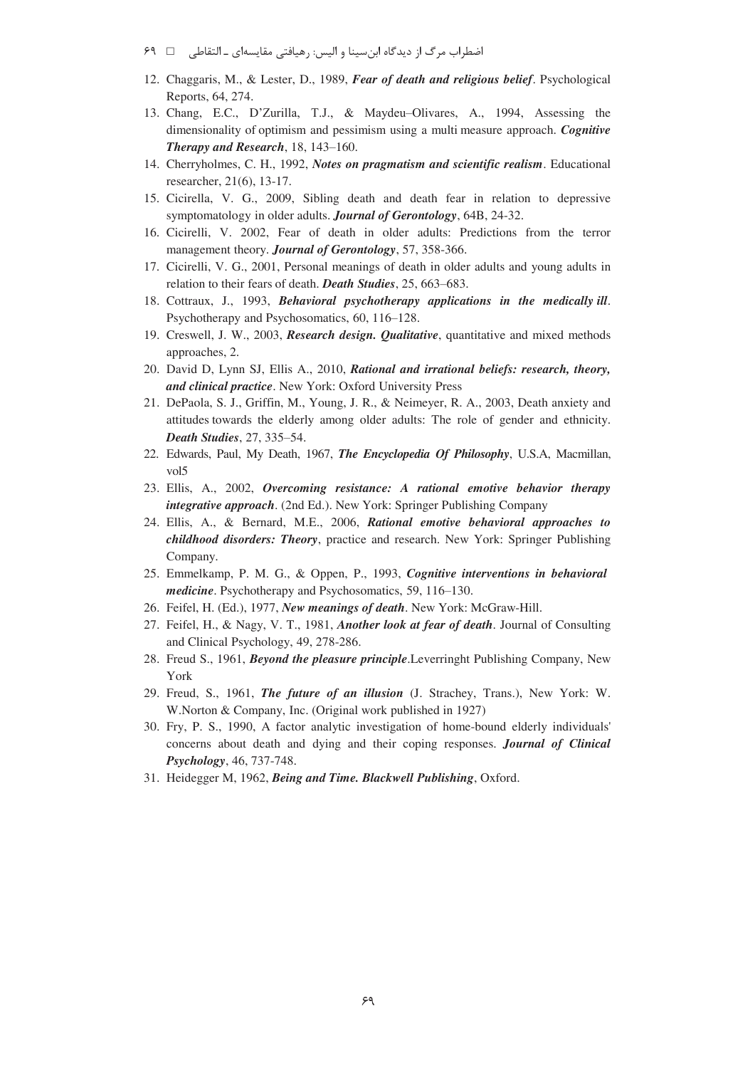12. Chaggaris, M., & Lester, D., 1989, ***Fear of death and religious belief***. Psychological Reports, 64, 274.
13. Chang, E.C., D'Zurilla, T.J., & Maydeu–Olivares, A., 1994, Assessing the dimensionality of optimism and pessimism using a multi measure approach. ***Cognitive Therapy and Research***, 18, 143–160.
14. Cherryholmes, C. H., 1992, ***Notes on pragmatism and scientific realism***. Educational researcher, 21(6), 13-17.
15. Cicirella, V. G., 2009, Sibling death and death fear in relation to depressive symptomatology in older adults. ***Journal of Gerontology***, 64B, 24-32.
16. Cicirelli, V. 2002, Fear of death in older adults: Predictions from the terror management theory. ***Journal of Gerontology***, 57, 358-366.
17. Cicirelli, V. G., 2001, Personal meanings of death in older adults and young adults in relation to their fears of death. ***Death Studies***, 25, 663–683.
18. Cottraux, J., 1993, ***Behavioral psychotherapy applications in the medically ill***. Psychotherapy and Psychosomatics, 60, 116–128.
19. Creswell, J. W., 2003, ***Research design. Qualitative***, quantitative and mixed methods approaches, 2.
20. David D, Lynn SJ, Ellis A., 2010, ***Rational and irrational beliefs: research, theory, and clinical practice***. New York: Oxford University Press
21. DePaola, S. J., Griffin, M., Young, J. R., & Neimeyer, R. A., 2003, Death anxiety and attitudes towards the elderly among older adults: The role of gender and ethnicity. ***Death Studies***, 27, 335–54.
22. Edwards, Paul, My Death, 1967, ***The Encyclopedia Of Philosophy***, U.S.A, Macmillan, vol5
23. Ellis, A., 2002, ***Overcoming resistance: A rational emotive behavior therapy integrative approach***. (2nd Ed.). New York: Springer Publishing Company
24. Ellis, A., & Bernard, M.E., 2006, ***Rational emotive behavioral approaches to childhood disorders: Theory***, practice and research. New York: Springer Publishing Company.
25. Emmelkamp, P. M. G., & Oppen, P., 1993, ***Cognitive interventions in behavioral medicine***. Psychotherapy and Psychosomatics, 59, 116–130.
26. Feifel, H. (Ed.), 1977, ***New meanings of death***. New York: McGraw-Hill.
27. Feifel, H., & Nagy, V. T., 1981, ***Another look at fear of death***. Journal of Consulting and Clinical Psychology, 49, 278-286.
28. Freud S., 1961, ***Beyond the pleasure principle***.Leverringht Publishing Company, New York
29. Freud, S., 1961, ***The future of an illusion*** (J. Strachey, Trans.), New York: W. W.Norton & Company, Inc. (Original work published in 1927)
30. Fry, P. S., 1990, A factor analytic investigation of home-bound elderly individuals' concerns about death and dying and their coping responses. ***Journal of Clinical Psychology***, 46, 737-748.
31. Heidegger M, 1962, ***Being and Time. Blackwell Publishing***, Oxford.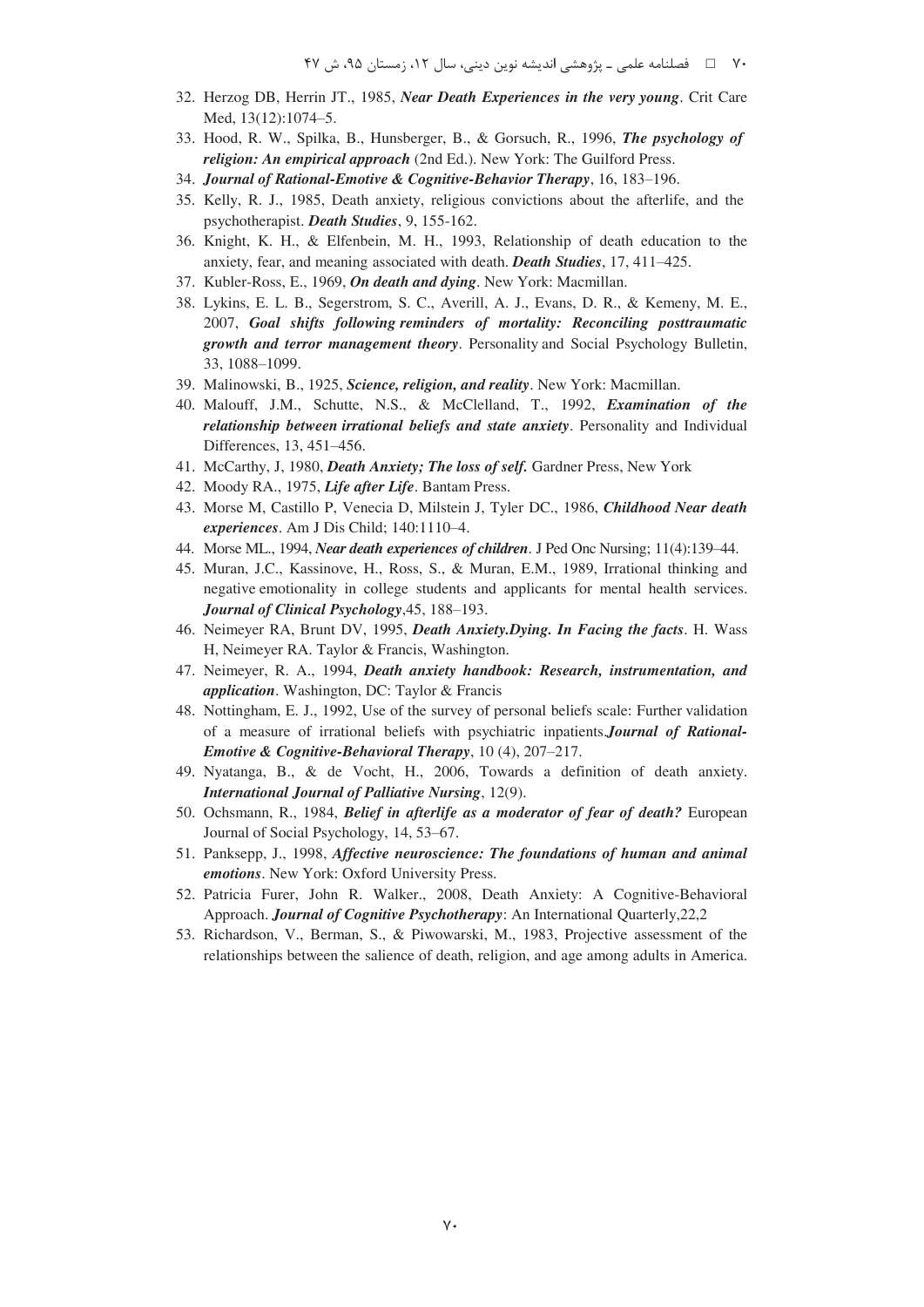32. Herzog DB, Herrin JT., 1985, ***Near Death Experiences in the very young***. Crit Care Med, 13(12):1074–5.
33. Hood, R. W., Spilka, B., Hunsberger, B., & Gorsuch, R., 1996, ***The psychology of religion: An empirical approach*** (2nd Ed.). New York: The Guilford Press.
34. ***Journal of Rational-Emotive & Cognitive-Behavior Therapy***, 16, 183–196.
35. Kelly, R. J., 1985, Death anxiety, religious convictions about the afterlife, and the psychotherapist. ***Death Studies***, 9, 155-162.
36. Knight, K. H., & Elfenbein, M. H., 1993, Relationship of death education to the anxiety, fear, and meaning associated with death. ***Death Studies***, 17, 411–425.
37. Kubler-Ross, E., 1969, ***On death and dying***. New York: Macmillan.
38. Lykins, E. L. B., Segerstrom, S. C., Averill, A. J., Evans, D. R., & Kemeny, M. E., 2007, ***Goal shifts following reminders of mortality: Reconciling posttraumatic growth and terror management theory***. Personality and Social Psychology Bulletin, 33, 1088–1099.
39. Malinowski, B., 1925, ***Science, religion, and reality***. New York: Macmillan.
40. Malouff, J.M., Schutte, N.S., & McClelland, T., 1992, ***Examination of the relationship between irrational beliefs and state anxiety***. Personality and Individual Differences, 13, 451–456.
41. McCarthy, J, 1980, ***Death Anxiety; The loss of self.*** Gardner Press, New York
42. Moody RA., 1975, ***Life after Life***. Bantam Press.
43. Morse M, Castillo P, Venecia D, Milstein J, Tyler DC., 1986, ***Childhood Near death experiences***. Am J Dis Child; 140:1110–4.
44. Morse ML., 1994, ***Near death experiences of children***. J Ped Onc Nursing; 11(4):139–44.
45. Muran, J.C., Kassinove, H., Ross, S., & Muran, E.M., 1989, Irrational thinking and negative emotionality in college students and applicants for mental health services. ***Journal of Clinical Psychology***,45, 188–193.
46. Neimeyer RA, Brunt DV, 1995, ***Death Anxiety.Dying. In Facing the facts***. H. Wass H, Neimeyer RA. Taylor & Francis, Washington.
47. Neimeyer, R. A., 1994, ***Death anxiety handbook: Research, instrumentation, and application***. Washington, DC: Taylor & Francis
48. Nottingham, E. J., 1992, Use of the survey of personal beliefs scale: Further validation of a measure of irrational beliefs with psychiatric inpatients.***Journal of Rational-Emotive & Cognitive-Behavioral Therapy***, 10 (4), 207–217.
49. Nyatanga, B., & de Vocht, H., 2006, Towards a definition of death anxiety. ***International Journal of Palliative Nursing***, 12(9).
50. Ochsmann, R., 1984, ***Belief in afterlife as a moderator of fear of death?*** European Journal of Social Psychology, 14, 53–67.
51. Panksepp, J., 1998, ***Affective neuroscience: The foundations of human and animal emotions***. New York: Oxford University Press.
52. Patricia Furer, John R. Walker., 2008, Death Anxiety: A Cognitive-Behavioral Approach. ***Journal of Cognitive Psychotherapy***: An International Quarterly,22,2
53. Richardson, V., Berman, S., & Piwowarski, M., 1983, Projective assessment of the relationships between the salience of death, religion, and age among adults in America.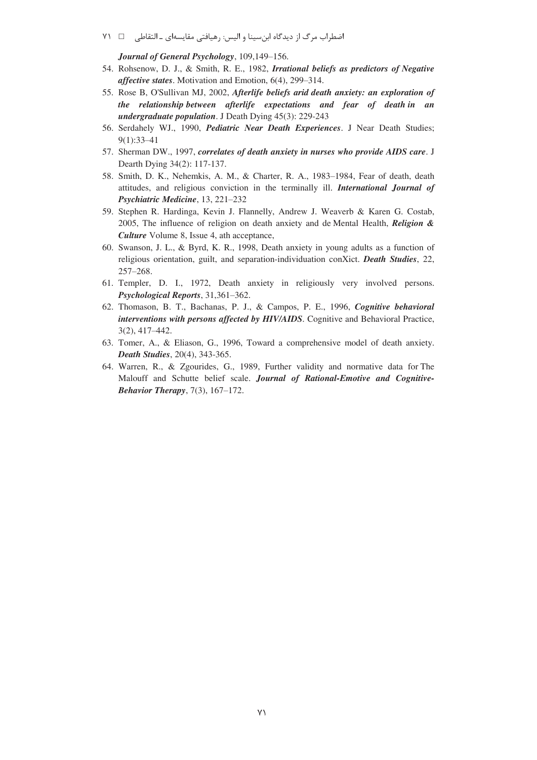*Journal of General Psychology*, 109,149–156.

54. Rohsenow, D. J., & Smith, R. E., 1982, ***Irrational beliefs as predictors of Negative affective states***. Motivation and Emotion, 6(4), 299–314.
55. Rose B, O'Sullivan MJ, 2002, ***Afterlife beliefs arid death anxiety: an exploration of the relationship between afterlife expectations and fear of death in an undergraduate population***. J Death Dying 45(3): 229-243
56. Serdahely WJ., 1990, ***Pediatric Near Death Experiences***. J Near Death Studies; 9(1):33–41
57. Sherman DW., 1997, ***correlates of death anxiety in nurses who provide AIDS care***. J Dearth Dying 34(2): 117-137.
58. Smith, D. K., Nehemkis, A. M., & Charter, R. A., 1983–1984, Fear of death, death attitudes, and religious conviction in the terminally ill. ***International Journal of Psychiatric Medicine***, 13, 221–232
59. Stephen R. Hardinga, Kevin J. Flannelly, Andrew J. Weaverb & Karen G. Costab, 2005, The influence of religion on death anxiety and de Mental Health, ***Religion & Culture*** Volume 8, Issue 4, ath acceptance,
60. Swanson, J. L., & Byrd, K. R., 1998, Death anxiety in young adults as a function of religious orientation, guilt, and separation-individuation conXict. ***Death Studies***, 22, 257–268.
61. Templer, D. I., 1972, Death anxiety in religiously very involved persons. ***Psychological Reports***, 31,361–362.
62. Thomason, B. T., Bachanas, P. J., & Campos, P. E., 1996, ***Cognitive behavioral interventions with persons affected by HIV/AIDS***. Cognitive and Behavioral Practice, 3(2), 417–442.
63. Tomer, A., & Eliason, G., 1996, Toward a comprehensive model of death anxiety. ***Death Studies***, 20(4), 343-365.
64. Warren, R., & Zgourides, G., 1989, Further validity and normative data for The Malouff and Schutte belief scale. ***Journal of Rational-Emotive and Cognitive-Behavior Therapy***, 7(3), 167–172.